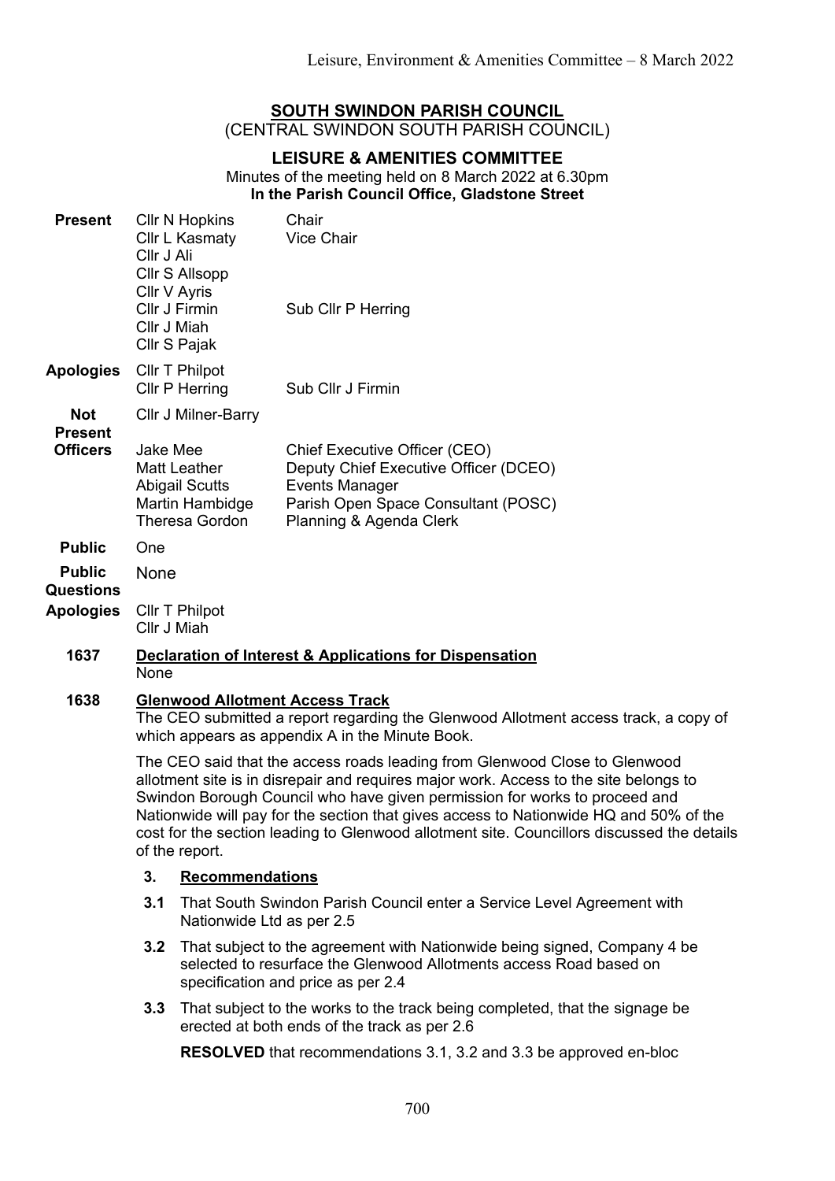# SOUTH SWINDON PARISH COUNCIL

(CENTRAL SWINDON SOUTH PARISH COUNCIL)

## LEISURE & AMENITIES COMMITTEE

Minutes of the meeting held on 8 March 2022 at 6.30pm

**In the Parish Council Office, Gladstone Street**

| | | |
|---|---|---|
| **Present** | Cllr N Hopkins | Chair |
| | Cllr L Kasmaty | Vice Chair |
| | Cllr J Ali | |
| | Cllr S Allsopp | |
| | Cllr V Ayris | |
| | Cllr J Firmin | Sub Cllr P Herring |
| | Cllr J Miah | |
| | Cllr S Pajak | |
| **Apologies** | Cllr T Philpot | |
| | Cllr P Herring | Sub Cllr J Firmin |
| **Not Present** | Cllr J Milner-Barry | |
| **Officers** | Jake Mee | Chief Executive Officer (CEO) |
| | Matt Leather | Deputy Chief Executive Officer (DCEO) |
| | Abigail Scutts | Events Manager |
| | Martin Hambidge | Parish Open Space Consultant (POSC) |
| | Theresa Gordon | Planning & Agenda Clerk |
| **Public** | One | |
| **Public Questions** | None | |
| **Apologies** | Cllr T Philpot | |
| | Cllr J Miah | |

**1637 Declaration of Interest & Applications for Dispensation**

None

**1638 Glenwood Allotment Access Track**

The CEO submitted a report regarding the Glenwood Allotment access track, a copy of which appears as appendix A in the Minute Book.

The CEO said that the access roads leading from Glenwood Close to Glenwood allotment site is in disrepair and requires major work. Access to the site belongs to Swindon Borough Council who have given permission for works to proceed and Nationwide will pay for the section that gives access to Nationwide HQ and 50% of the cost for the section leading to Glenwood allotment site. Councillors discussed the details of the report.

**3. Recommendations**

**3.1** That South Swindon Parish Council enter a Service Level Agreement with Nationwide Ltd as per 2.5

**3.2** That subject to the agreement with Nationwide being signed, Company 4 be selected to resurface the Glenwood Allotments access Road based on specification and price as per 2.4

**3.3** That subject to the works to the track being completed, that the signage be erected at both ends of the track as per 2.6

**RESOLVED** that recommendations 3.1, 3.2 and 3.3 be approved en-bloc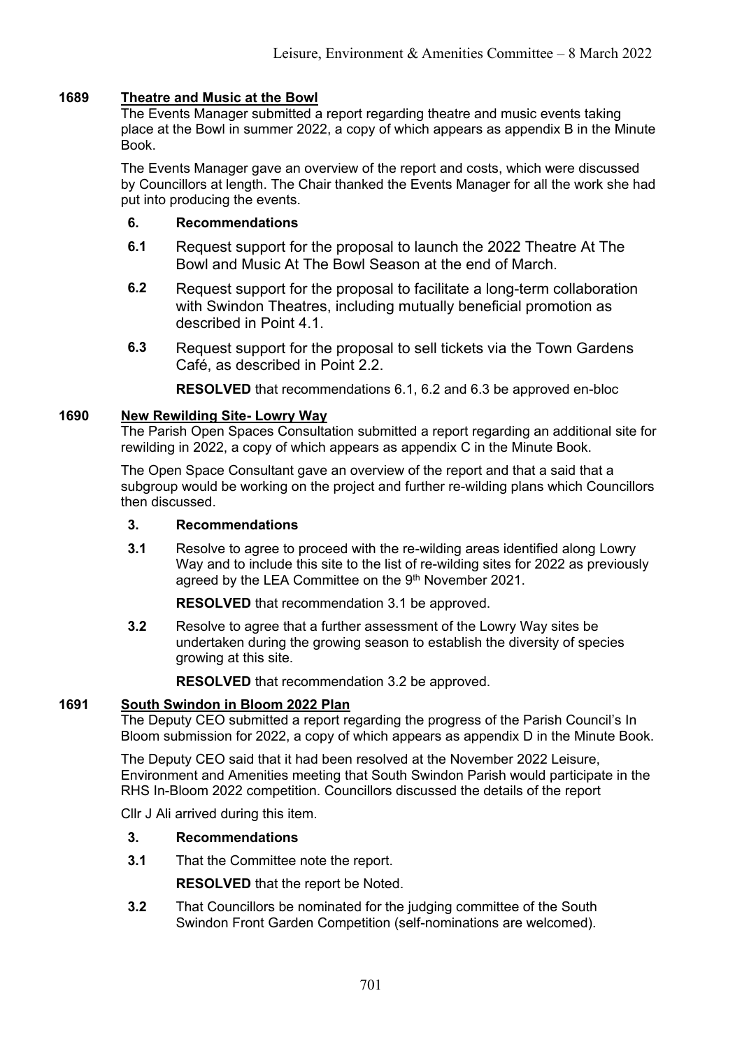**1689 Theatre and Music at the Bowl**

The Events Manager submitted a report regarding theatre and music events taking place at the Bowl in summer 2022, a copy of which appears as appendix B in the Minute Book.

The Events Manager gave an overview of the report and costs, which were discussed by Councillors at length. The Chair thanked the Events Manager for all the work she had put into producing the events.

**6. Recommendations**

**6.1** Request support for the proposal to launch the 2022 Theatre At The Bowl and Music At The Bowl Season at the end of March.

**6.2** Request support for the proposal to facilitate a long-term collaboration with Swindon Theatres, including mutually beneficial promotion as described in Point 4.1.

**6.3** Request support for the proposal to sell tickets via the Town Gardens Café, as described in Point 2.2.

**RESOLVED** that recommendations 6.1, 6.2 and 6.3 be approved en-bloc

**1690 New Rewilding Site- Lowry Way**

The Parish Open Spaces Consultation submitted a report regarding an additional site for rewilding in 2022, a copy of which appears as appendix C in the Minute Book.

The Open Space Consultant gave an overview of the report and that a said that a subgroup would be working on the project and further re-wilding plans which Councillors then discussed.

**3. Recommendations**

**3.1** Resolve to agree to proceed with the re-wilding areas identified along Lowry Way and to include this site to the list of re-wilding sites for 2022 as previously agreed by the LEA Committee on the 9th November 2021.

**RESOLVED** that recommendation 3.1 be approved.

**3.2** Resolve to agree that a further assessment of the Lowry Way sites be undertaken during the growing season to establish the diversity of species growing at this site.

**RESOLVED** that recommendation 3.2 be approved.

**1691 South Swindon in Bloom 2022 Plan**

The Deputy CEO submitted a report regarding the progress of the Parish Council's In Bloom submission for 2022, a copy of which appears as appendix D in the Minute Book.

The Deputy CEO said that it had been resolved at the November 2022 Leisure, Environment and Amenities meeting that South Swindon Parish would participate in the RHS In-Bloom 2022 competition. Councillors discussed the details of the report

Cllr J Ali arrived during this item.

**3. Recommendations**

**3.1** That the Committee note the report.

**RESOLVED** that the report be Noted.

**3.2** That Councillors be nominated for the judging committee of the South Swindon Front Garden Competition (self-nominations are welcomed).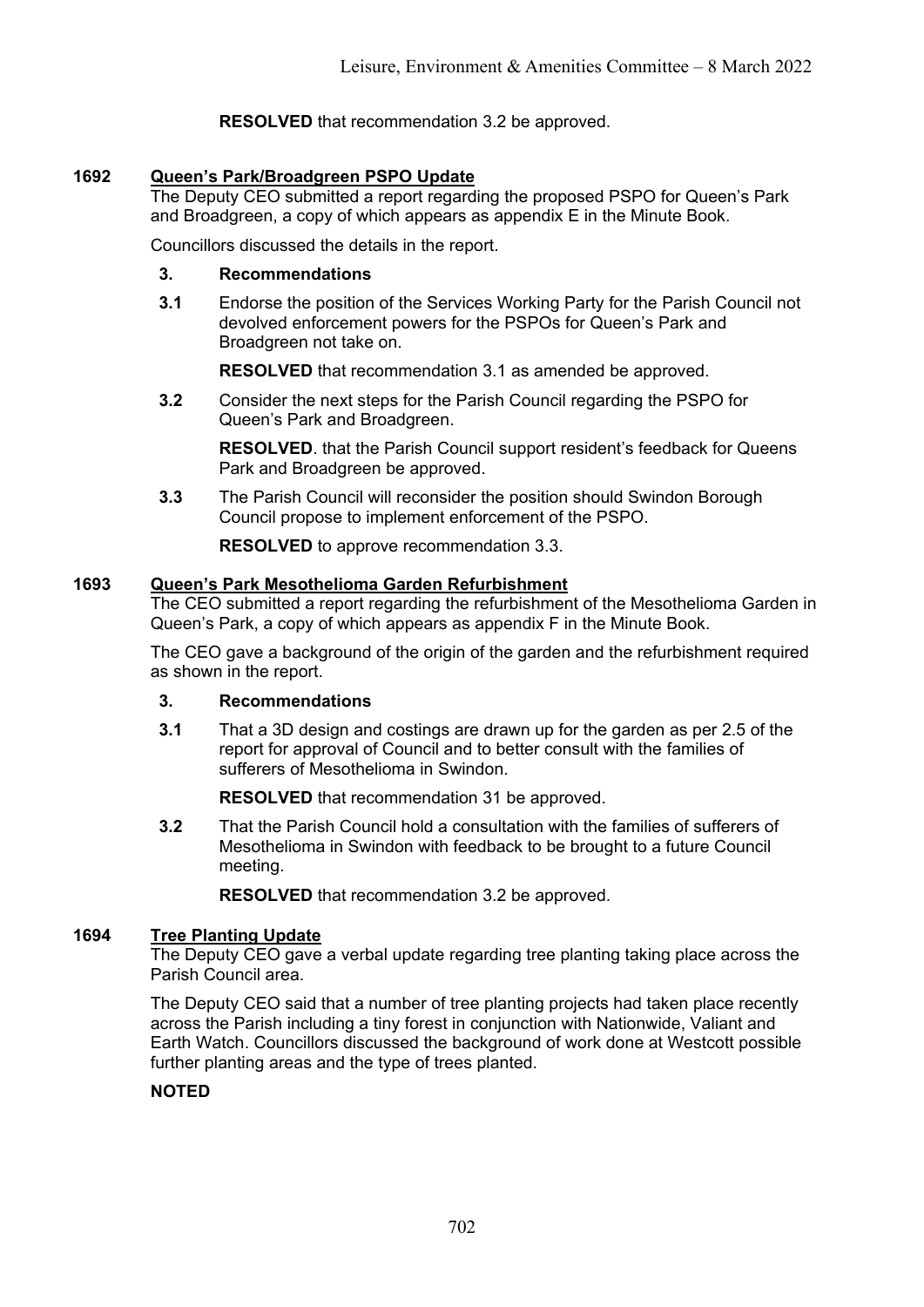**RESOLVED** that recommendation 3.2 be approved.

## 1692 Queen's Park/Broadgreen PSPO Update

The Deputy CEO submitted a report regarding the proposed PSPO for Queen's Park and Broadgreen, a copy of which appears as appendix E in the Minute Book.

Councillors discussed the details in the report.

### 3. Recommendations

**3.1** Endorse the position of the Services Working Party for the Parish Council not devolved enforcement powers for the PSPOs for Queen's Park and Broadgreen not take on.

**RESOLVED** that recommendation 3.1 as amended be approved.

**3.2** Consider the next steps for the Parish Council regarding the PSPO for Queen's Park and Broadgreen.

**RESOLVED**. that the Parish Council support resident's feedback for Queens Park and Broadgreen be approved.

**3.3** The Parish Council will reconsider the position should Swindon Borough Council propose to implement enforcement of the PSPO.

**RESOLVED** to approve recommendation 3.3.

## 1693 Queen's Park Mesothelioma Garden Refurbishment

The CEO submitted a report regarding the refurbishment of the Mesothelioma Garden in Queen's Park, a copy of which appears as appendix F in the Minute Book.

The CEO gave a background of the origin of the garden and the refurbishment required as shown in the report.

### 3. Recommendations

**3.1** That a 3D design and costings are drawn up for the garden as per 2.5 of the report for approval of Council and to better consult with the families of sufferers of Mesothelioma in Swindon.

**RESOLVED** that recommendation 31 be approved.

**3.2** That the Parish Council hold a consultation with the families of sufferers of Mesothelioma in Swindon with feedback to be brought to a future Council meeting.

**RESOLVED** that recommendation 3.2 be approved.

## 1694 Tree Planting Update

The Deputy CEO gave a verbal update regarding tree planting taking place across the Parish Council area.

The Deputy CEO said that a number of tree planting projects had taken place recently across the Parish including a tiny forest in conjunction with Nationwide, Valiant and Earth Watch. Councillors discussed the background of work done at Westcott possible further planting areas and the type of trees planted.

**NOTED**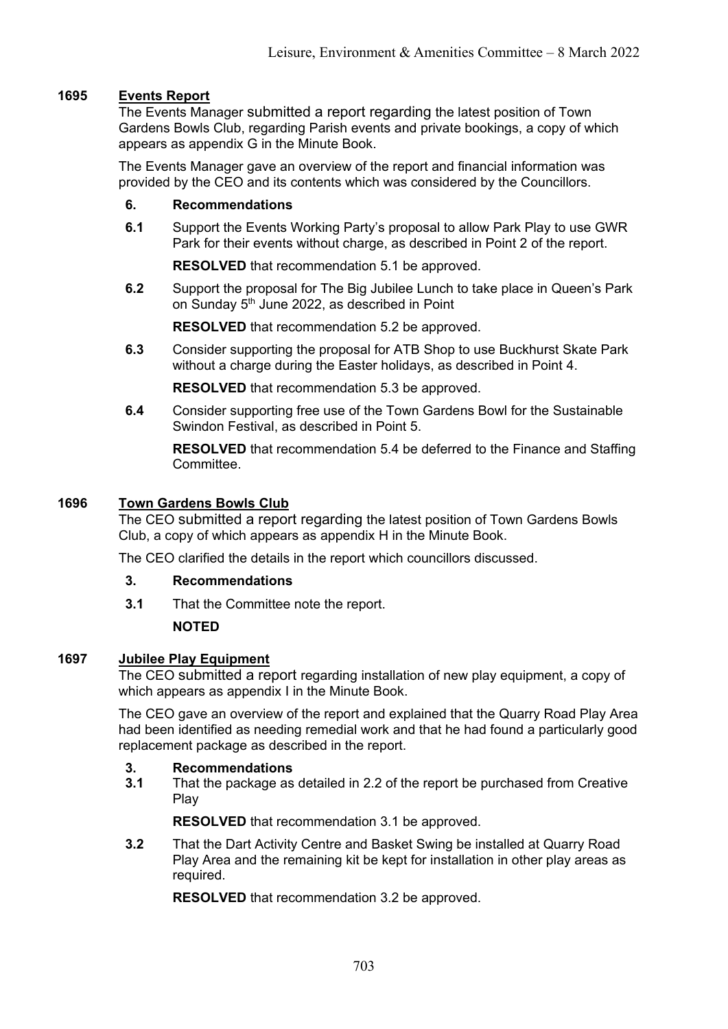## 1695 Events Report

The Events Manager submitted a report regarding the latest position of Town Gardens Bowls Club, regarding Parish events and private bookings, a copy of which appears as appendix G in the Minute Book.

The Events Manager gave an overview of the report and financial information was provided by the CEO and its contents which was considered by the Councillors.

**6. Recommendations**

**6.1** Support the Events Working Party's proposal to allow Park Play to use GWR Park for their events without charge, as described in Point 2 of the report.

**RESOLVED** that recommendation 5.1 be approved.

**6.2** Support the proposal for The Big Jubilee Lunch to take place in Queen's Park on Sunday 5th June 2022, as described in Point

**RESOLVED** that recommendation 5.2 be approved.

**6.3** Consider supporting the proposal for ATB Shop to use Buckhurst Skate Park without a charge during the Easter holidays, as described in Point 4.

**RESOLVED** that recommendation 5.3 be approved.

**6.4** Consider supporting free use of the Town Gardens Bowl for the Sustainable Swindon Festival, as described in Point 5.

**RESOLVED** that recommendation 5.4 be deferred to the Finance and Staffing Committee.

## 1696 Town Gardens Bowls Club

The CEO submitted a report regarding the latest position of Town Gardens Bowls Club, a copy of which appears as appendix H in the Minute Book.

The CEO clarified the details in the report which councillors discussed.

**3. Recommendations**

**3.1** That the Committee note the report.

**NOTED**

## 1697 Jubilee Play Equipment

The CEO submitted a report regarding installation of new play equipment, a copy of which appears as appendix I in the Minute Book.

The CEO gave an overview of the report and explained that the Quarry Road Play Area had been identified as needing remedial work and that he had found a particularly good replacement package as described in the report.

**3. Recommendations**

**3.1** That the package as detailed in 2.2 of the report be purchased from Creative Play

**RESOLVED** that recommendation 3.1 be approved.

**3.2** That the Dart Activity Centre and Basket Swing be installed at Quarry Road Play Area and the remaining kit be kept for installation in other play areas as required.

**RESOLVED** that recommendation 3.2 be approved.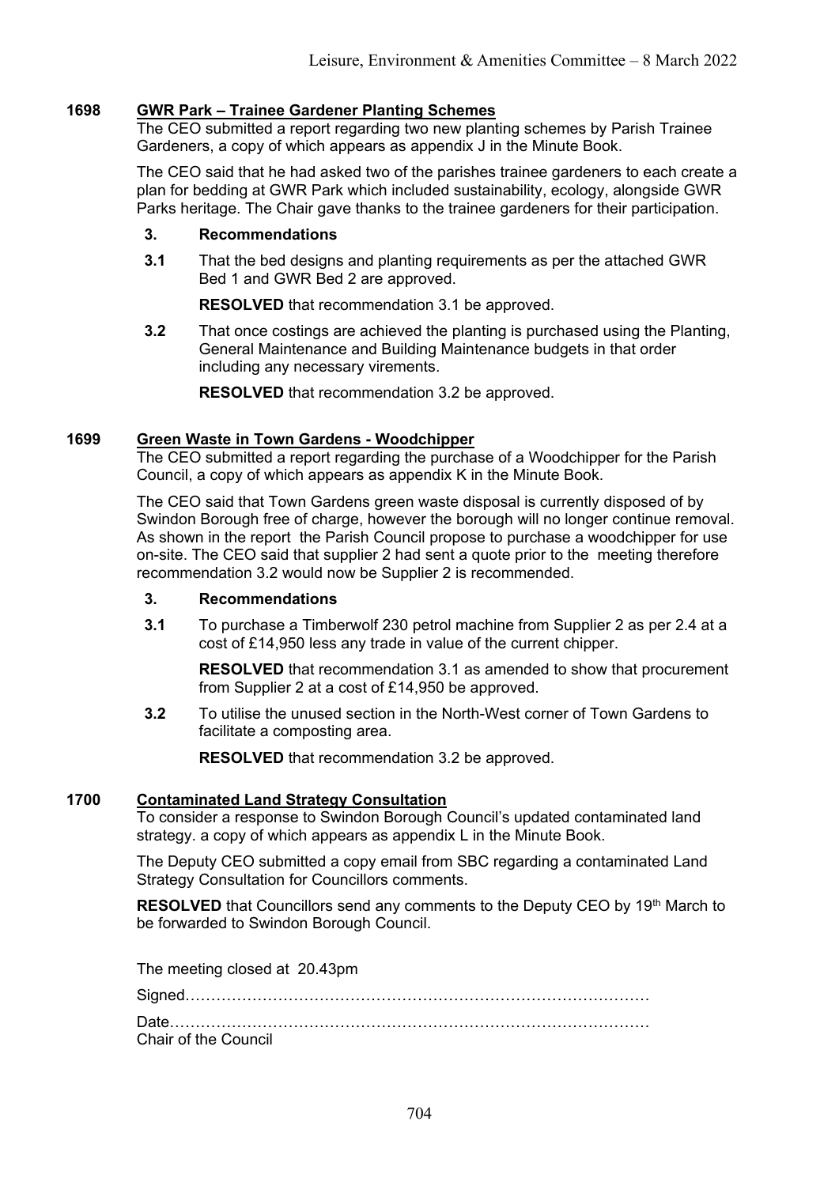## 1698 GWR Park – Trainee Gardener Planting Schemes

The CEO submitted a report regarding two new planting schemes by Parish Trainee Gardeners, a copy of which appears as appendix J in the Minute Book.

The CEO said that he had asked two of the parishes trainee gardeners to each create a plan for bedding at GWR Park which included sustainability, ecology, alongside GWR Parks heritage. The Chair gave thanks to the trainee gardeners for their participation.

**3. Recommendations**

**3.1** That the bed designs and planting requirements as per the attached GWR Bed 1 and GWR Bed 2 are approved.

**RESOLVED** that recommendation 3.1 be approved.

**3.2** That once costings are achieved the planting is purchased using the Planting, General Maintenance and Building Maintenance budgets in that order including any necessary virements.

**RESOLVED** that recommendation 3.2 be approved.

## 1699 Green Waste in Town Gardens - Woodchipper

The CEO submitted a report regarding the purchase of a Woodchipper for the Parish Council, a copy of which appears as appendix K in the Minute Book.

The CEO said that Town Gardens green waste disposal is currently disposed of by Swindon Borough free of charge, however the borough will no longer continue removal. As shown in the report the Parish Council propose to purchase a woodchipper for use on-site. The CEO said that supplier 2 had sent a quote prior to the meeting therefore recommendation 3.2 would now be Supplier 2 is recommended.

**3. Recommendations**

**3.1** To purchase a Timberwolf 230 petrol machine from Supplier 2 as per 2.4 at a cost of £14,950 less any trade in value of the current chipper.

**RESOLVED** that recommendation 3.1 as amended to show that procurement from Supplier 2 at a cost of £14,950 be approved.

**3.2** To utilise the unused section in the North-West corner of Town Gardens to facilitate a composting area.

**RESOLVED** that recommendation 3.2 be approved.

## 1700 Contaminated Land Strategy Consultation

To consider a response to Swindon Borough Council's updated contaminated land strategy. a copy of which appears as appendix L in the Minute Book.

The Deputy CEO submitted a copy email from SBC regarding a contaminated Land Strategy Consultation for Councillors comments.

**RESOLVED** that Councillors send any comments to the Deputy CEO by 19th March to be forwarded to Swindon Borough Council.

The meeting closed at 20.43pm

Signed………………………………………………………………………………

Date…………………………………………………………………………………

Chair of the Council